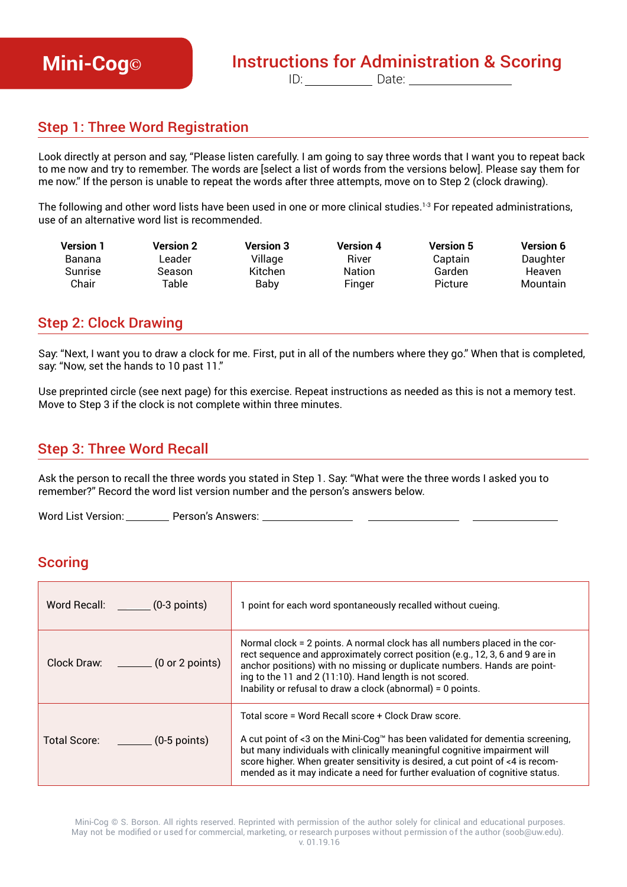# Mini-Cog©

## Instructions for Administration & Scoring

ID: ____________ Date: ____________________

## Step 1: Three Word Registration

Look directly at person and say, "Please listen carefully. I am going to say three words that I want you to repeat back to me now and try to remember. The words are [select a list of words from the versions below]. Please say them for me now." If the person is unable to repeat the words after three attempts, move on to Step 2 (clock drawing).

The following and other word lists have been used in one or more clinical studies.[1-3] For repeated administrations, use of an alternative word list is recommended.

| Version 1 | Version 2 | Version 3 | Version 4 | Version 5 | Version 6 |
|---|---|---|---|---|---|
| Banana | Leader | Village | River | Captain | Daughter |
| Sunrise | Season | Kitchen | Nation | Garden | Heaven |
| Chair | Table | Baby | Finger | Picture | Mountain |

## Step 2: Clock Drawing

Say: "Next, I want you to draw a clock for me. First, put in all of the numbers where they go." When that is completed, say: "Now, set the hands to 10 past 11."

Use preprinted circle (see next page) for this exercise. Repeat instructions as needed as this is not a memory test. Move to Step 3 if the clock is not complete within three minutes.

## Step 3: Three Word Recall

Ask the person to recall the three words you stated in Step 1. Say: "What were the three words I asked you to remember?" Record the word list version number and the person's answers below.

Word List Version: ________ Person's Answers: ________________ ________________ ________________

## Scoring

| | |
|---|---|
| Word Recall: ______ (0-3 points) | 1 point for each word spontaneously recalled without cueing. |
| Clock Draw: ______ (0 or 2 points) | Normal clock = 2 points. A normal clock has all numbers placed in the correct sequence and approximately correct position (e.g., 12, 3, 6 and 9 are in anchor positions) with no missing or duplicate numbers. Hands are pointing to the 11 and 2 (11:10). Hand length is not scored.<br>Inability or refusal to draw a clock (abnormal) = 0 points. |
| Total Score: ______ (0-5 points) | Total score = Word Recall score + Clock Draw score.<br><br>A cut point of <3 on the Mini-Cog™ has been validated for dementia screening, but many individuals with clinically meaningful cognitive impairment will score higher. When greater sensitivity is desired, a cut point of <4 is recommended as it may indicate a need for further evaluation of cognitive status. |

Mini-Cog © S. Borson. All rights reserved. Reprinted with permission of the author solely for clinical and educational purposes. May not be modified or used for commercial, marketing, or research purposes without permission of the author (soob@uw.edu). v. 01.19.16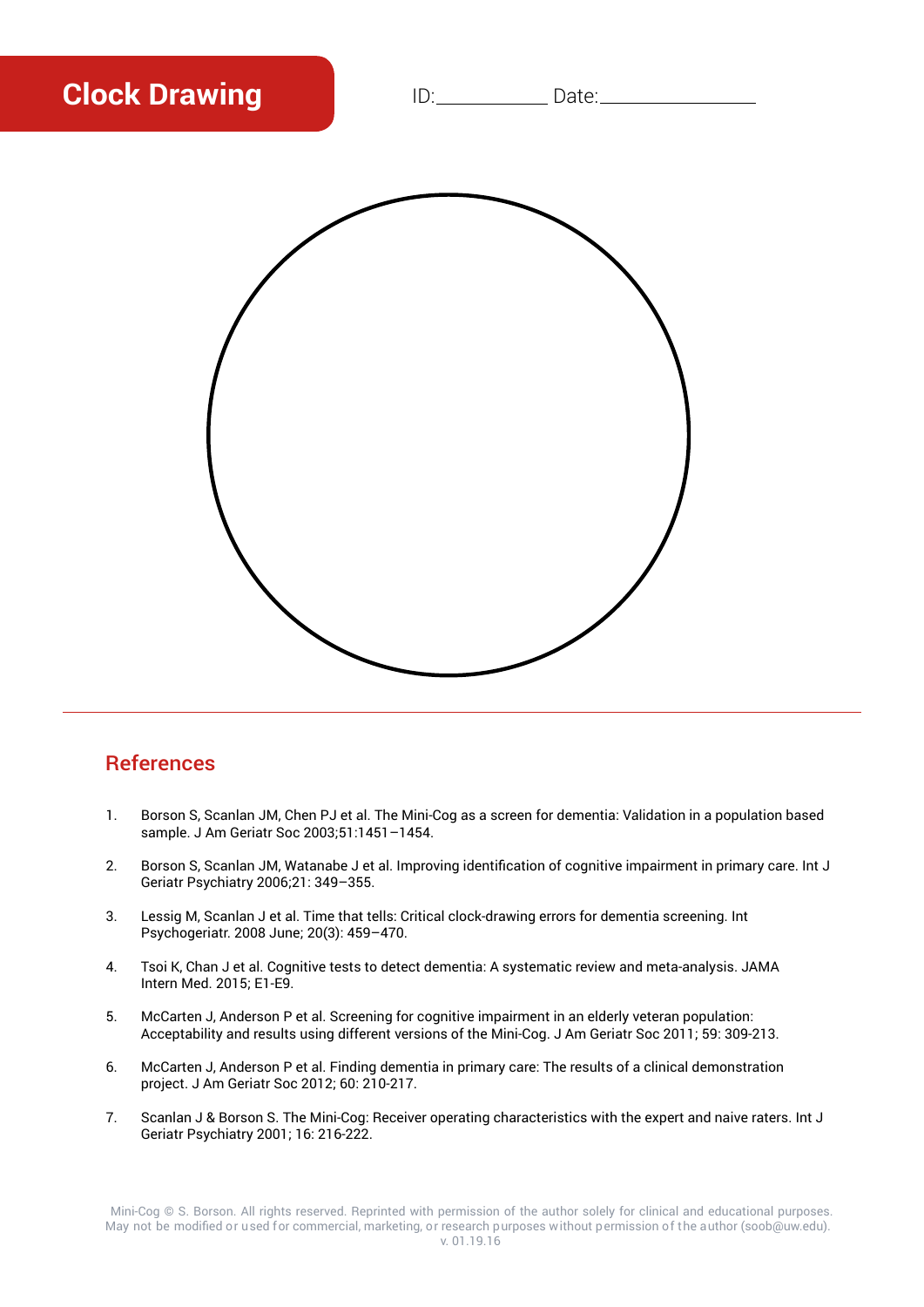# Clock Drawing

ID:\_\_\_\_\_\_\_\_\_\_\_\_ Date:\_\_\_\_\_\_\_\_\_\_\_\_\_\_\_\_

## References

1. Borson S, Scanlan JM, Chen PJ et al. The Mini-Cog as a screen for dementia: Validation in a population based sample. J Am Geriatr Soc 2003;51:1451–1454.

2. Borson S, Scanlan JM, Watanabe J et al. Improving identification of cognitive impairment in primary care. Int J Geriatr Psychiatry 2006;21: 349–355.

3. Lessig M, Scanlan J et al. Time that tells: Critical clock-drawing errors for dementia screening. Int Psychogeriatr. 2008 June; 20(3): 459–470.

4. Tsoi K, Chan J et al. Cognitive tests to detect dementia: A systematic review and meta-analysis. JAMA Intern Med. 2015; E1-E9.

5. McCarten J, Anderson P et al. Screening for cognitive impairment in an elderly veteran population: Acceptability and results using different versions of the Mini-Cog. J Am Geriatr Soc 2011; 59: 309-213.

6. McCarten J, Anderson P et al. Finding dementia in primary care: The results of a clinical demonstration project. J Am Geriatr Soc 2012; 60: 210-217.

7. Scanlan J & Borson S. The Mini-Cog: Receiver operating characteristics with the expert and naive raters. Int J Geriatr Psychiatry 2001; 16: 216-222.

Mini-Cog © S. Borson. All rights reserved. Reprinted with permission of the author solely for clinical and educational purposes. May not be modified or used for commercial, marketing, or research purposes without permission of the author (soob@uw.edu).
v. 01.19.16